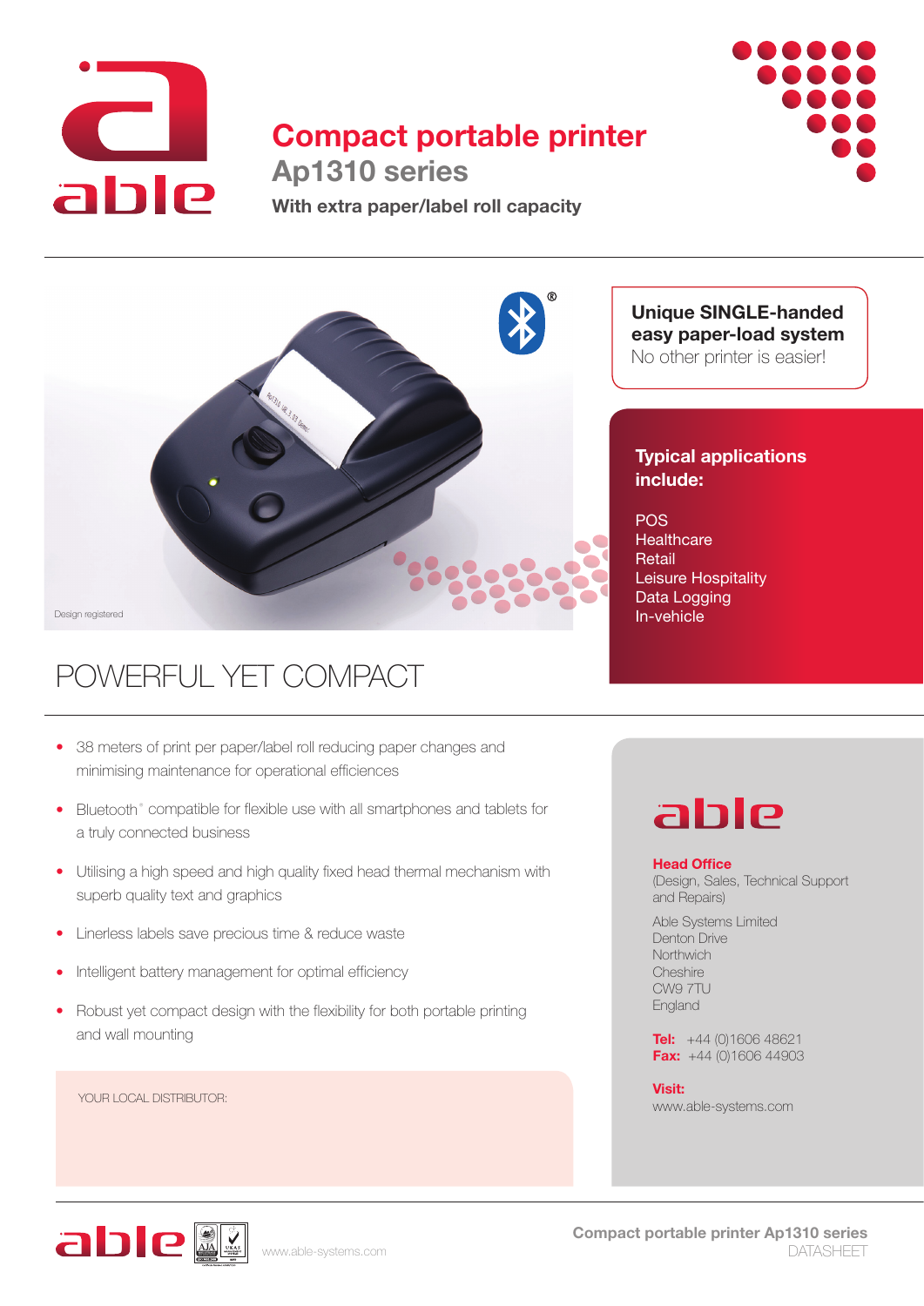# Compact portable printer

## Ap1310 series

**With extra paper/label roll capacity**

Design registered

**Unique SINGLE-handed easy paper-load system**
No other printer is easier!

### Typical applications include:

POS
Healthcare
Retail
Leisure Hospitality
Data Logging
In-vehicle

## POWERFUL YET COMPACT

- 38 meters of print per paper/label roll reducing paper changes and minimising maintenance for operational efficiencies
- Bluetooth® compatible for flexible use with all smartphones and tablets for a truly connected business
- Utilising a high speed and high quality fixed head thermal mechanism with superb quality text and graphics
- Linerless labels save precious time & reduce waste
- Intelligent battery management for optimal efficiency
- Robust yet compact design with the flexibility for both portable printing and wall mounting

YOUR LOCAL DISTRIBUTOR:

able

**Head Office**
(Design, Sales, Technical Support and Repairs)

Able Systems Limited
Denton Drive
Northwich
Cheshire
CW9 7TU
England

**Tel:** +44 (0)1606 48621
**Fax:** +44 (0)1606 44903

**Visit:**
www.able-systems.com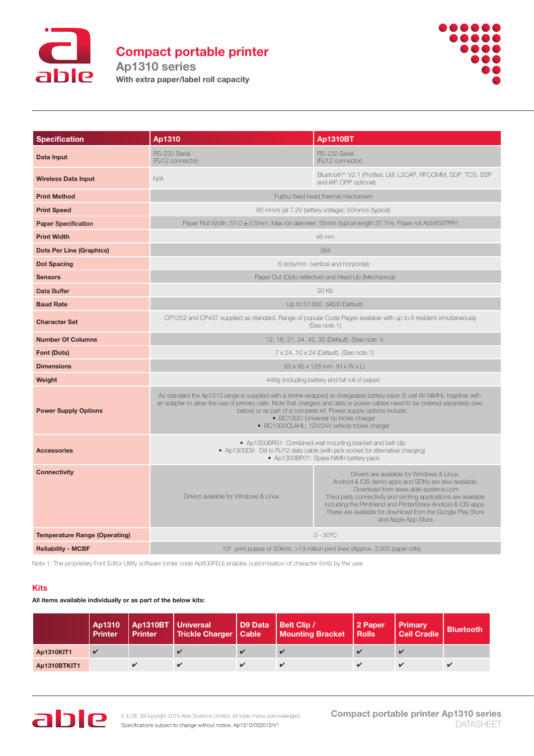# Compact portable printer

## Ap1310 series

**With extra paper/label roll capacity**

| Specification | Ap1310 | Ap1310BT |
|---|---|---|
| **Data Input** | RS-232 Serial (RJ12 connector) | RS-232 Serial (RJ12 connector) |
| **Wireless Data Input** | N/A | Bluetooth® V2.1 (Profiles: LM, L2CAP, RFCOMM, SDP, TCS, SSP and IAP. OPP optional) |
| **Print Method** | Fujitsu fixed head thermal mechanism | |
| **Print Speed** | 60 mm/s (at 7.2V battery voltage); 50mm/s (typical) | |
| **Paper Specification** | Paper Roll Width: 57.0 ± 0.5mm. Max roll diameter: 55mm (typical length 37.7m). Paper roll A05856TPR1 | |
| **Print Width** | 48 mm | |
| **Dots Per Line (Graphics)** | 384 | |
| **Dot Spacing** | 8 dots/mm (vertical and horizontal) | |
| **Sensors** | Paper Out (Opto reflective) and Head Up (Mechanical) | |
| **Data Buffer** | 20 Kb | |
| **Baud Rate** | Up to 57,600 (9600 Default) | |
| **Character Set** | CP1252 and CP437 supplied as standard. Range of popular Code Pages available with up to 6 resident simultaneously (See note 1) | |
| **Number Of Columns** | 12, 16, 21, 24, 42, 32 (Default). (See note 1) | |
| **Font (Dots)** | 7 x 24, 10 x 24 (Default). (See note 1) | |
| **Dimensions** | 65 x 95 x 128 mm (H x W x L) | |
| **Weight** | 446g (including battery and full roll of paper) | |
| **Power Supply Options** | As standard the Ap1310 range is supplied with a shrink-wrapped re-chargeable battery pack (5 cell 6V NiMH), together with an adapter to allow the use of primary cells. Note that chargers and data or power cables need to be ordered separately (see below) or as part of a complete kit. Power supply options include: • BC1300: Universal i/p trickle charger • BC1300CLAHL: 12V/24V vehicle trickle charger | |
| **Accessories** | • Ap1300BR01: Combined wall mounting bracket and belt clip • Ap1300D9: D9 to RJ12 data cable (with jack socket for alternative charging) • Ap1300BP01: Spare NiMH battery pack | |
| **Connectivity** | Drivers available for Windows & Linux. | Drivers are available for Windows & Linux. Android & iOS demo apps and SDKs are also available. Download from www.able-systems.com Third party connectivity and printing applications are available including the PrintHand and PrinterShare Android & iOS apps. These are available for download from the Google Play Store and Apple App Store. |
| **Temperature Range (Operating)** | 0 - 50°C | |
| **Reliability - MCBF** | $10^8$ print pulses or 50kms. >13 million print lines (Approx. 3,500 paper rolls). | |

Note 1: The proprietary Font Editor Utility software (order code Ap800FEU) enables customisation of character fonts by the user.

## Kits

**All items available individually or as part of the below kits:**

| | Ap1310 Printer | Ap1310BT Printer | Universal Trickle Charger | D9 Data Cable | Belt Clip / Mounting Bracket | 2 Paper Rolls | Primary Cell Cradle | Bluetooth |
|---|---|---|---|---|---|---|---|---|
| **Ap1310KIT1** | ✔ | | ✔ | ✔ | ✔ | ✔ | ✔ | |
| **Ap1310BTKIT1** | | ✔ | ✔ | ✔ | ✔ | ✔ | ✔ | ✔ |

E & OE. ©Copyright 2015 Able Systems Limited. All trade marks acknowledged.
Specifications subject to change without notice. Ap1310/052015/V1

Compact portable printer Ap1310 series
DATASHEET